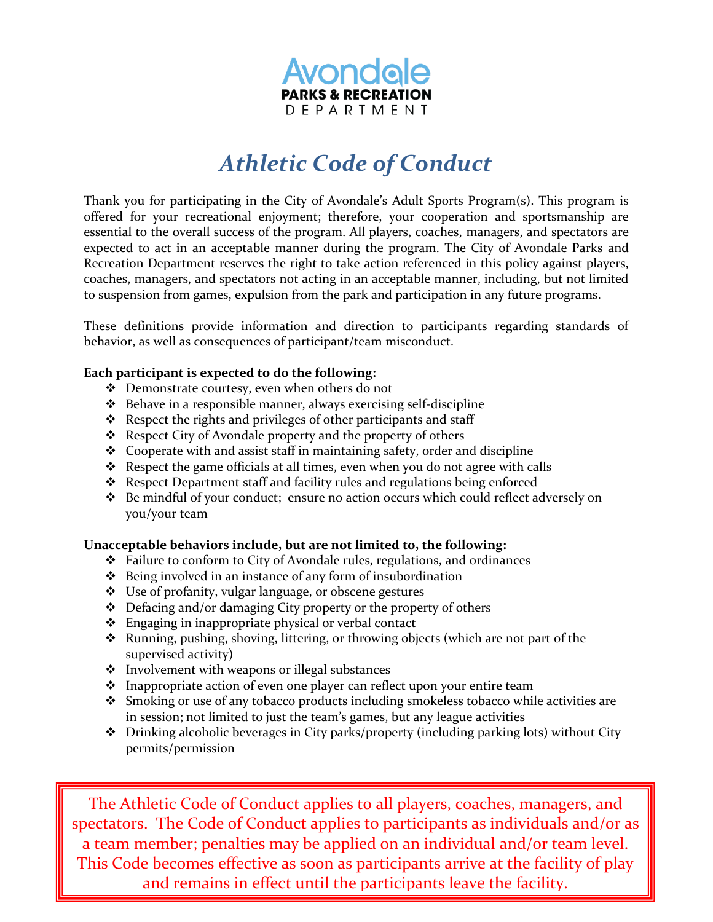Avondale
**PARKS & RECREATION**
DEPARTMENT

# *Athletic Code of Conduct*

Thank you for participating in the City of Avondale's Adult Sports Program(s). This program is offered for your recreational enjoyment; therefore, your cooperation and sportsmanship are essential to the overall success of the program. All players, coaches, managers, and spectators are expected to act in an acceptable manner during the program. The City of Avondale Parks and Recreation Department reserves the right to take action referenced in this policy against players, coaches, managers, and spectators not acting in an acceptable manner, including, but not limited to suspension from games, expulsion from the park and participation in any future programs.

These definitions provide information and direction to participants regarding standards of behavior, as well as consequences of participant/team misconduct.

**Each participant is expected to do the following:**

- Demonstrate courtesy, even when others do not
- Behave in a responsible manner, always exercising self-discipline
- Respect the rights and privileges of other participants and staff
- Respect City of Avondale property and the property of others
- Cooperate with and assist staff in maintaining safety, order and discipline
- Respect the game officials at all times, even when you do not agree with calls
- Respect Department staff and facility rules and regulations being enforced
- Be mindful of your conduct; ensure no action occurs which could reflect adversely on you/your team

**Unacceptable behaviors include, but are not limited to, the following:**

- Failure to conform to City of Avondale rules, regulations, and ordinances
- Being involved in an instance of any form of insubordination
- Use of profanity, vulgar language, or obscene gestures
- Defacing and/or damaging City property or the property of others
- Engaging in inappropriate physical or verbal contact
- Running, pushing, shoving, littering, or throwing objects (which are not part of the supervised activity)
- Involvement with weapons or illegal substances
- Inappropriate action of even one player can reflect upon your entire team
- Smoking or use of any tobacco products including smokeless tobacco while activities are in session; not limited to just the team's games, but any league activities
- Drinking alcoholic beverages in City parks/property (including parking lots) without City permits/permission

The Athletic Code of Conduct applies to all players, coaches, managers, and spectators. The Code of Conduct applies to participants as individuals and/or as a team member; penalties may be applied on an individual and/or team level. This Code becomes effective as soon as participants arrive at the facility of play and remains in effect until the participants leave the facility.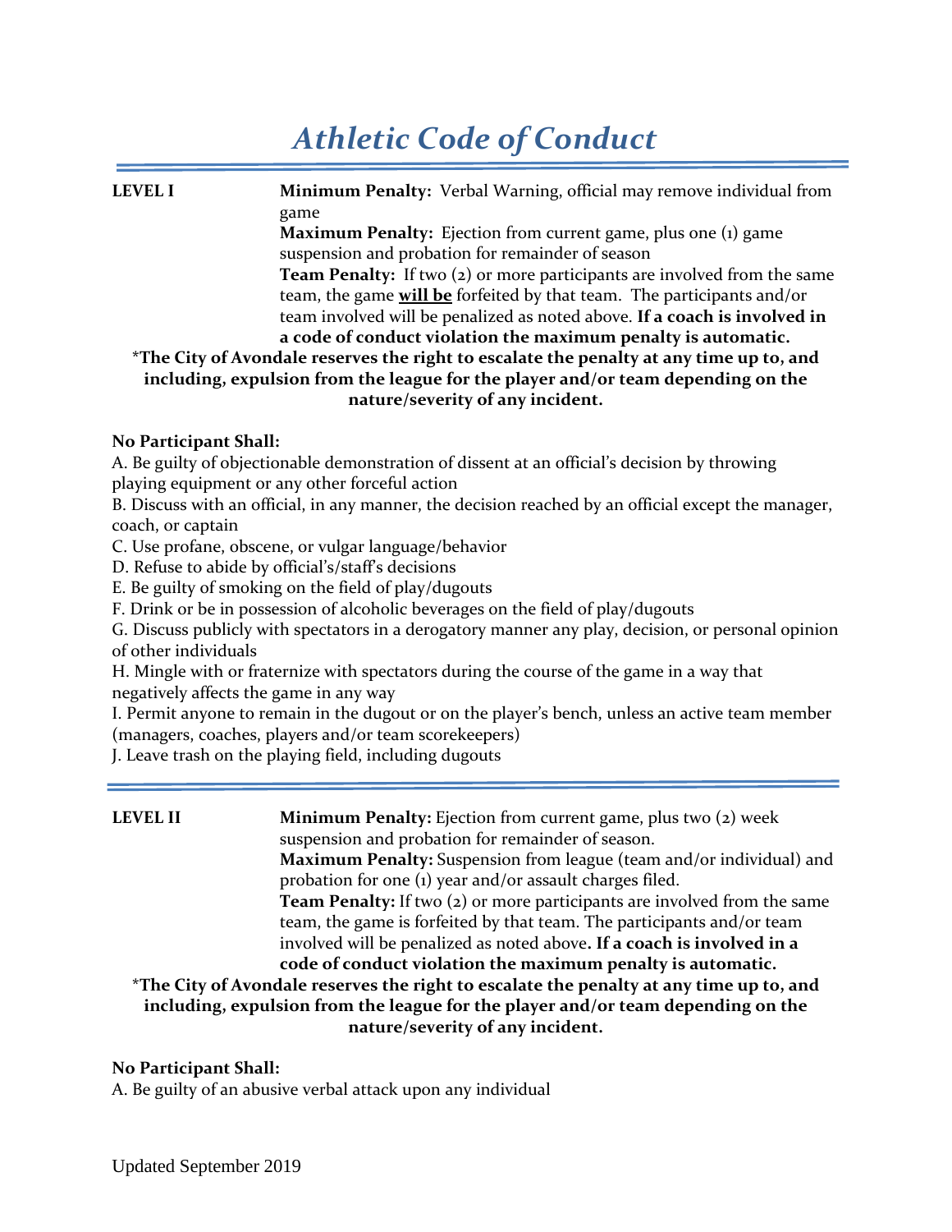# *Athletic Code of Conduct*

---

**LEVEL I**

**Minimum Penalty:** Verbal Warning, official may remove individual from game

**Maximum Penalty:** Ejection from current game, plus one (1) game suspension and probation for remainder of season

**Team Penalty:** If two (2) or more participants are involved from the same team, the game **will be** forfeited by that team. The participants and/or team involved will be penalized as noted above. **If a coach is involved in a code of conduct violation the maximum penalty is automatic.**

**\*The City of Avondale reserves the right to escalate the penalty at any time up to, and including, expulsion from the league for the player and/or team depending on the nature/severity of any incident.**

**No Participant Shall:**

A. Be guilty of objectionable demonstration of dissent at an official's decision by throwing playing equipment or any other forceful action

B. Discuss with an official, in any manner, the decision reached by an official except the manager, coach, or captain

C. Use profane, obscene, or vulgar language/behavior

D. Refuse to abide by official's/staff's decisions

E. Be guilty of smoking on the field of play/dugouts

F. Drink or be in possession of alcoholic beverages on the field of play/dugouts

G. Discuss publicly with spectators in a derogatory manner any play, decision, or personal opinion of other individuals

H. Mingle with or fraternize with spectators during the course of the game in a way that negatively affects the game in any way

I. Permit anyone to remain in the dugout or on the player's bench, unless an active team member (managers, coaches, players and/or team scorekeepers)

J. Leave trash on the playing field, including dugouts

---

**LEVEL II**

**Minimum Penalty:** Ejection from current game, plus two (2) week suspension and probation for remainder of season.

**Maximum Penalty:** Suspension from league (team and/or individual) and probation for one (1) year and/or assault charges filed.

**Team Penalty:** If two (2) or more participants are involved from the same team, the game is forfeited by that team. The participants and/or team involved will be penalized as noted above**. If a coach is involved in a code of conduct violation the maximum penalty is automatic.**

**\*The City of Avondale reserves the right to escalate the penalty at any time up to, and including, expulsion from the league for the player and/or team depending on the nature/severity of any incident.**

**No Participant Shall:**

A. Be guilty of an abusive verbal attack upon any individual

Updated September 2019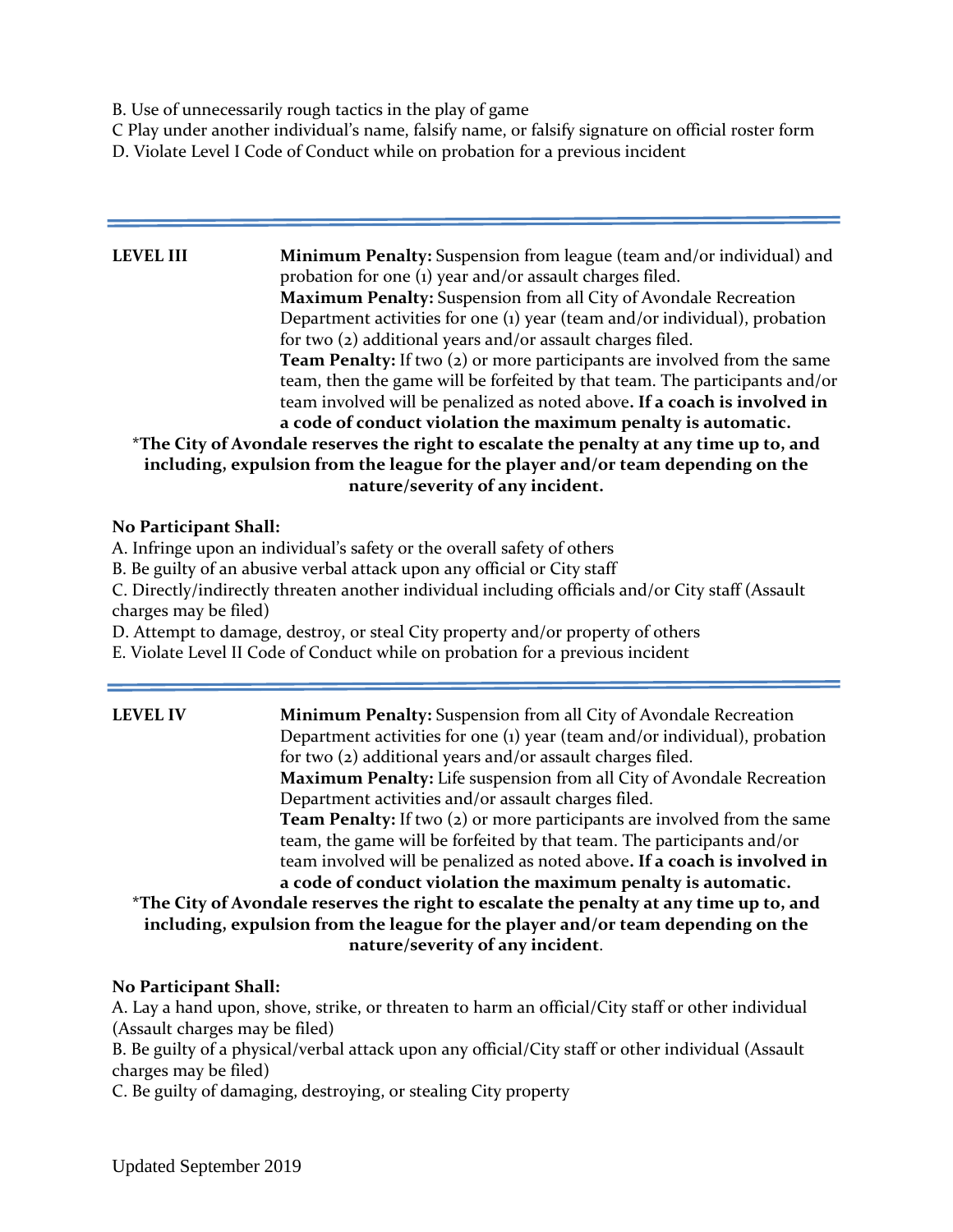B. Use of unnecessarily rough tactics in the play of game
C Play under another individual's name, falsify name, or falsify signature on official roster form
D. Violate Level I Code of Conduct while on probation for a previous incident

---

**LEVEL III**

**Minimum Penalty:** Suspension from league (team and/or individual) and probation for one (1) year and/or assault charges filed.
**Maximum Penalty:** Suspension from all City of Avondale Recreation Department activities for one (1) year (team and/or individual), probation for two (2) additional years and/or assault charges filed.
**Team Penalty:** If two (2) or more participants are involved from the same team, then the game will be forfeited by that team. The participants and/or team involved will be penalized as noted above**. If a coach is involved in a code of conduct violation the maximum penalty is automatic.**

*__The City of Avondale reserves the right to escalate the penalty at any time up to, and including, expulsion from the league for the player and/or team depending on the nature/severity of any incident.__*

**No Participant Shall:**
A. Infringe upon an individual's safety or the overall safety of others
B. Be guilty of an abusive verbal attack upon any official or City staff
C. Directly/indirectly threaten another individual including officials and/or City staff (Assault charges may be filed)
D. Attempt to damage, destroy, or steal City property and/or property of others
E. Violate Level II Code of Conduct while on probation for a previous incident

---

**LEVEL IV**

**Minimum Penalty:** Suspension from all City of Avondale Recreation Department activities for one (1) year (team and/or individual), probation for two (2) additional years and/or assault charges filed.
**Maximum Penalty:** Life suspension from all City of Avondale Recreation Department activities and/or assault charges filed.
**Team Penalty:** If two (2) or more participants are involved from the same team, the game will be forfeited by that team. The participants and/or team involved will be penalized as noted above**. If a coach is involved in a code of conduct violation the maximum penalty is automatic.**

*__The City of Avondale reserves the right to escalate the penalty at any time up to, and including, expulsion from the league for the player and/or team depending on the nature/severity of any incident__*.

**No Participant Shall:**
A. Lay a hand upon, shove, strike, or threaten to harm an official/City staff or other individual (Assault charges may be filed)
B. Be guilty of a physical/verbal attack upon any official/City staff or other individual (Assault charges may be filed)
C. Be guilty of damaging, destroying, or stealing City property

Updated September 2019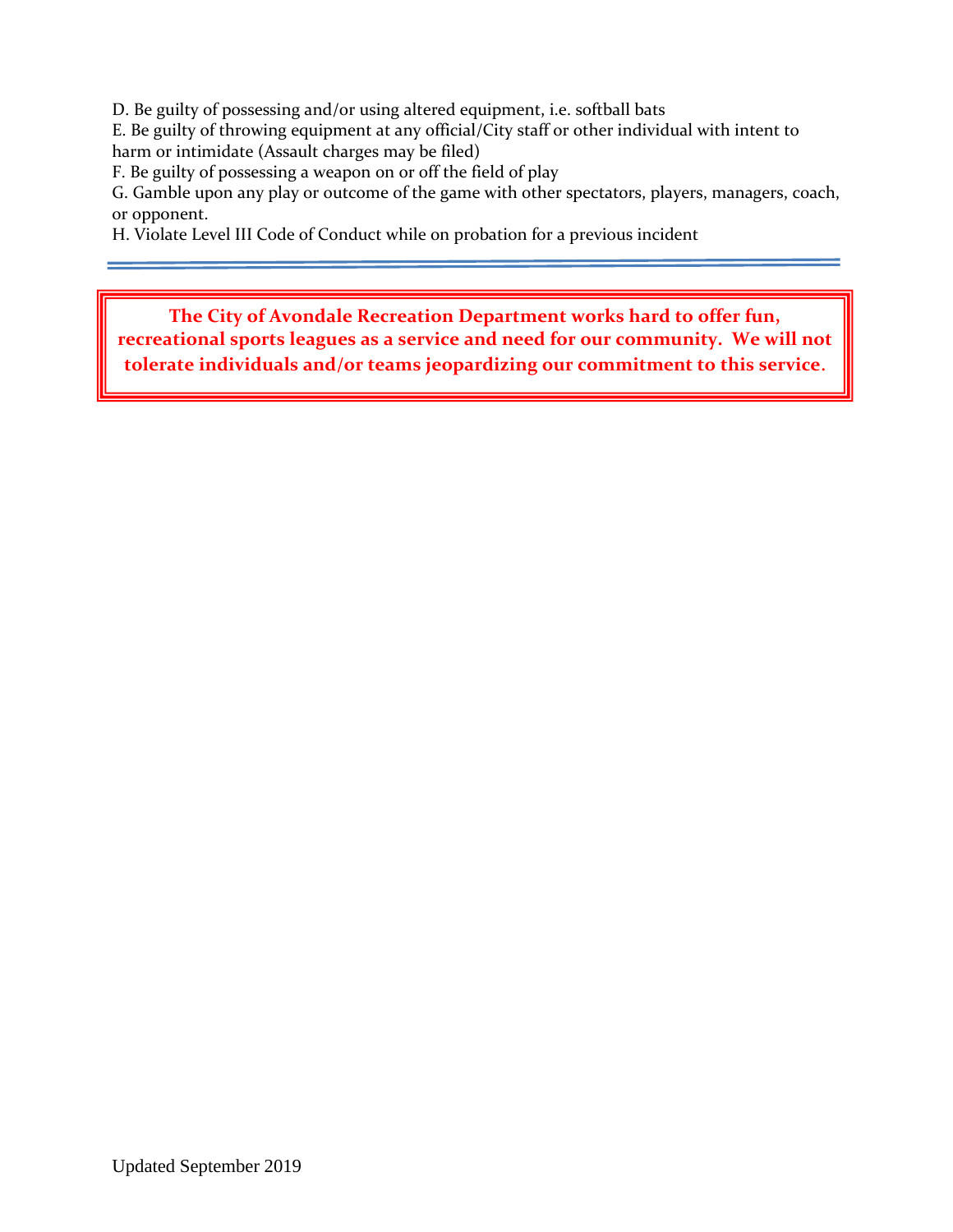D. Be guilty of possessing and/or using altered equipment, i.e. softball bats
E. Be guilty of throwing equipment at any official/City staff or other individual with intent to harm or intimidate (Assault charges may be filed)
F. Be guilty of possessing a weapon on or off the field of play
G. Gamble upon any play or outcome of the game with other spectators, players, managers, coach, or opponent.
H. Violate Level III Code of Conduct while on probation for a previous incident

---

**The City of Avondale Recreation Department works hard to offer fun, recreational sports leagues as a service and need for our community. We will not tolerate individuals and/or teams jeopardizing our commitment to this service.**

Updated September 2019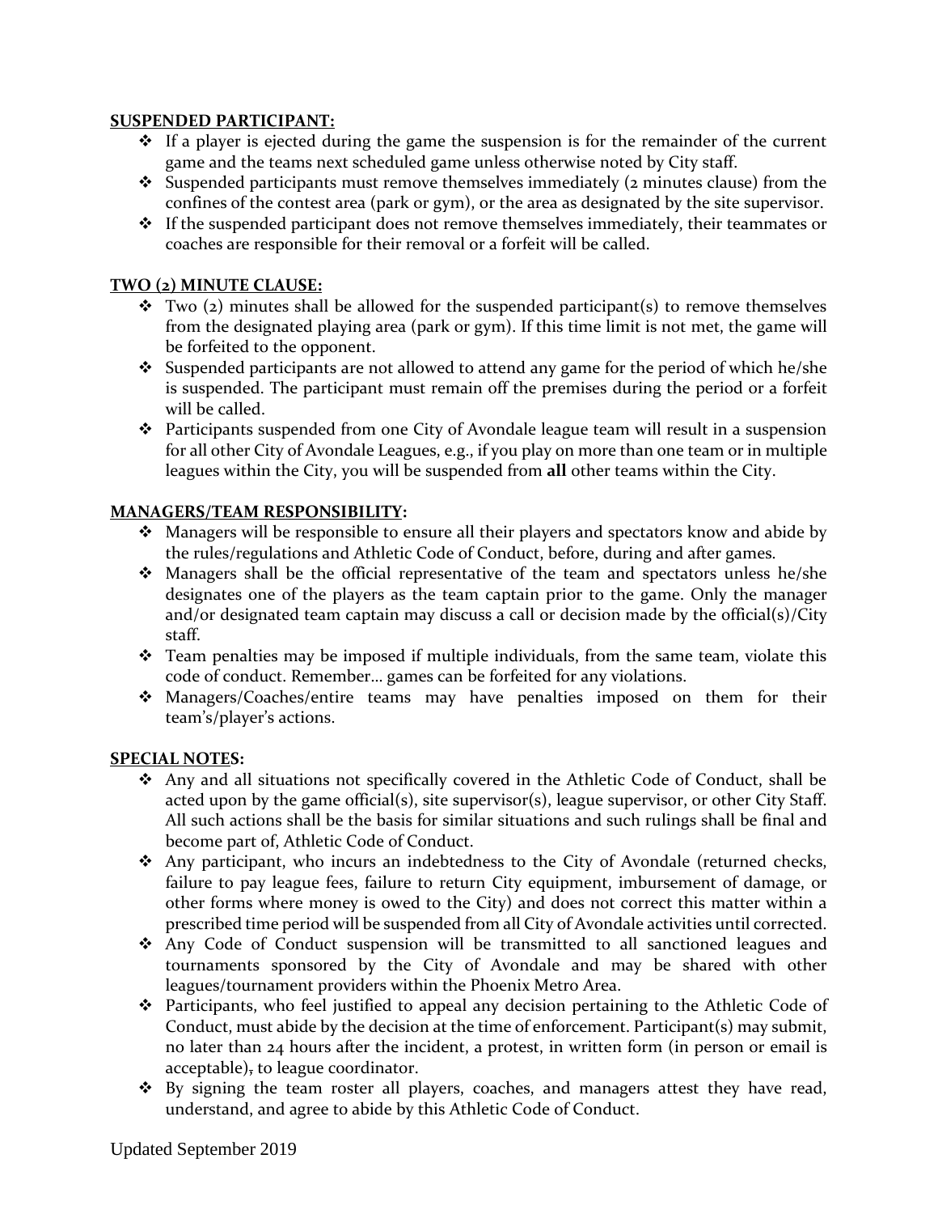**SUSPENDED PARTICIPANT:**

- If a player is ejected during the game the suspension is for the remainder of the current game and the teams next scheduled game unless otherwise noted by City staff.
- Suspended participants must remove themselves immediately (2 minutes clause) from the confines of the contest area (park or gym), or the area as designated by the site supervisor.
- If the suspended participant does not remove themselves immediately, their teammates or coaches are responsible for their removal or a forfeit will be called.

**TWO (2) MINUTE CLAUSE:**

- Two (2) minutes shall be allowed for the suspended participant(s) to remove themselves from the designated playing area (park or gym). If this time limit is not met, the game will be forfeited to the opponent.
- Suspended participants are not allowed to attend any game for the period of which he/she is suspended. The participant must remain off the premises during the period or a forfeit will be called.
- Participants suspended from one City of Avondale league team will result in a suspension for all other City of Avondale Leagues, e.g., if you play on more than one team or in multiple leagues within the City, you will be suspended from **all** other teams within the City.

**MANAGERS/TEAM RESPONSIBILITY:**

- Managers will be responsible to ensure all their players and spectators know and abide by the rules/regulations and Athletic Code of Conduct, before, during and after games.
- Managers shall be the official representative of the team and spectators unless he/she designates one of the players as the team captain prior to the game. Only the manager and/or designated team captain may discuss a call or decision made by the official(s)/City staff.
- Team penalties may be imposed if multiple individuals, from the same team, violate this code of conduct. Remember… games can be forfeited for any violations.
- Managers/Coaches/entire teams may have penalties imposed on them for their team's/player's actions.

**SPECIAL NOTES:**

- Any and all situations not specifically covered in the Athletic Code of Conduct, shall be acted upon by the game official(s), site supervisor(s), league supervisor, or other City Staff. All such actions shall be the basis for similar situations and such rulings shall be final and become part of, Athletic Code of Conduct.
- Any participant, who incurs an indebtedness to the City of Avondale (returned checks, failure to pay league fees, failure to return City equipment, imbursement of damage, or other forms where money is owed to the City) and does not correct this matter within a prescribed time period will be suspended from all City of Avondale activities until corrected.
- Any Code of Conduct suspension will be transmitted to all sanctioned leagues and tournaments sponsored by the City of Avondale and may be shared with other leagues/tournament providers within the Phoenix Metro Area.
- Participants, who feel justified to appeal any decision pertaining to the Athletic Code of Conduct, must abide by the decision at the time of enforcement. Participant(s) may submit, no later than 24 hours after the incident, a protest, in written form (in person or email is acceptable), to league coordinator.
- By signing the team roster all players, coaches, and managers attest they have read, understand, and agree to abide by this Athletic Code of Conduct.

Updated September 2019